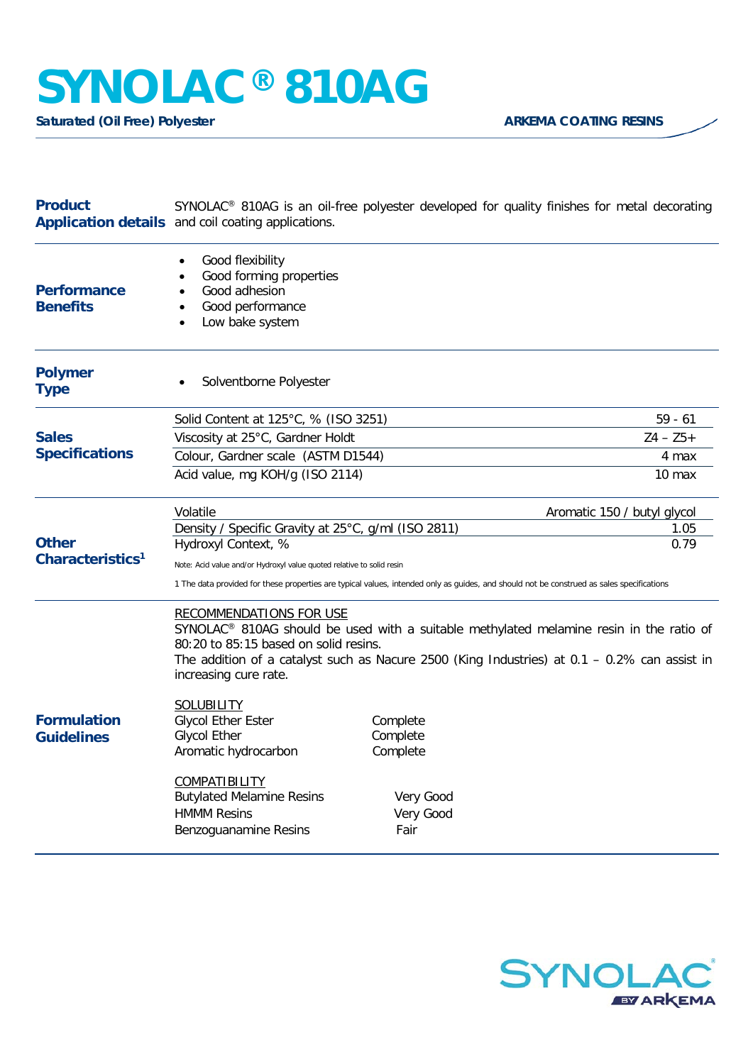# SYNOLAC® 810AG

**Saturated (Oil Free) Polyester**

**ARKEMA COATING RESINS**

## Product Application details

SYNOLAC® 810AG is an oil-free polyester developed for quality finishes for metal decorating and coil coating applications.

## Performance Benefits

- Good flexibility
- Good forming properties
- Good adhesion
- Good performance
- Low bake system

## Polymer Type

- Solventborne Polyester

## Sales Specifications

| Property | Value |
| --- | --- |
| Solid Content at 125°C, % (ISO 3251) | 59 - 61 |
| Viscosity at 25°C, Gardner Holdt | Z4 – Z5+ |
| Colour, Gardner scale (ASTM D1544) | 4 max |
| Acid value, mg KOH/g (ISO 2114) | 10 max |

## Other Characteristics[1]

| Property | Value |
| --- | --- |
| Volatile | Aromatic 150 / butyl glycol |
| Density / Specific Gravity at 25°C, g/ml (ISO 2811) | 1.05 |
| Hydroxyl Context, % | 0.79 |

Note: Acid value and/or Hydroxyl value quoted relative to solid resin

1 The data provided for these properties are typical values, intended only as guides, and should not be construed as sales specifications

## Formulation Guidelines

RECOMMENDATIONS FOR USE

SYNOLAC® 810AG should be used with a suitable methylated melamine resin in the ratio of 80:20 to 85:15 based on solid resins.

The addition of a catalyst such as Nacure 2500 (King Industries) at 0.1 – 0.2% can assist in increasing cure rate.

SOLUBILITY

| Solvent | Solubility |
| --- | --- |
| Glycol Ether Ester | Complete |
| Glycol Ether | Complete |
| Aromatic hydrocarbon | Complete |

COMPATIBILITY

| Resin | Compatibility |
| --- | --- |
| Butylated Melamine Resins | Very Good |
| HMMM Resins | Very Good |
| Benzoguanamine Resins | Fair |

SYNOLAC® BY ARKEMA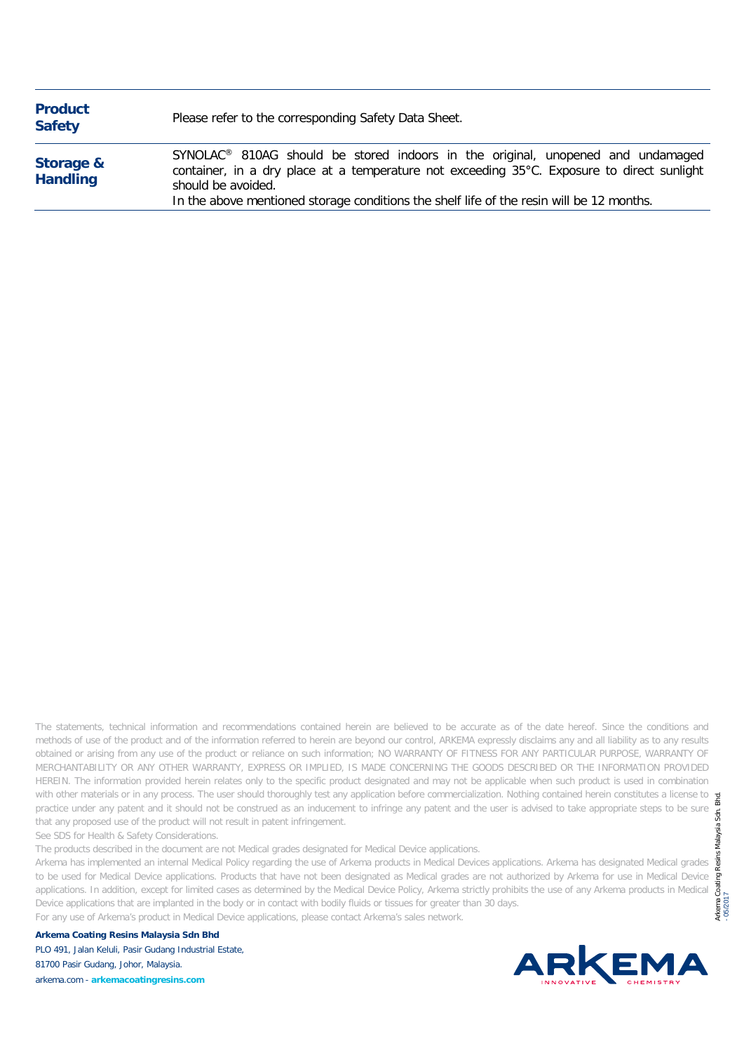| | |
|---|---|
| **Product Safety** | Please refer to the corresponding Safety Data Sheet. |
| **Storage & Handling** | SYNOLAC® 810AG should be stored indoors in the original, unopened and undamaged container, in a dry place at a temperature not exceeding 35°C. Exposure to direct sunlight should be avoided.<br>In the above mentioned storage conditions the shelf life of the resin will be 12 months. |

The statements, technical information and recommendations contained herein are believed to be accurate as of the date hereof. Since the conditions and methods of use of the product and of the information referred to herein are beyond our control, ARKEMA expressly disclaims any and all liability as to any results obtained or arising from any use of the product or reliance on such information; NO WARRANTY OF FITNESS FOR ANY PARTICULAR PURPOSE, WARRANTY OF MERCHANTABILITY OR ANY OTHER WARRANTY, EXPRESS OR IMPLIED, IS MADE CONCERNING THE GOODS DESCRIBED OR THE INFORMATION PROVIDED HEREIN. The information provided herein relates only to the specific product designated and may not be applicable when such product is used in combination with other materials or in any process. The user should thoroughly test any application before commercialization. Nothing contained herein constitutes a license to practice under any patent and it should not be construed as an inducement to infringe any patent and the user is advised to take appropriate steps to be sure that any proposed use of the product will not result in patent infringement.

See SDS for Health & Safety Considerations.

The products described in the document are not Medical grades designated for Medical Device applications.

Arkema has implemented an internal Medical Policy regarding the use of Arkema products in Medical Devices applications. Arkema has designated Medical grades to be used for Medical Device applications. Products that have not been designated as Medical grades are not authorized by Arkema for use in Medical Device applications. In addition, except for limited cases as determined by the Medical Device Policy, Arkema strictly prohibits the use of any Arkema products in Medical Device applications that are implanted in the body or in contact with bodily fluids or tissues for greater than 30 days.

For any use of Arkema's product in Medical Device applications, please contact Arkema's sales network.

**Arkema Coating Resins Malaysia Sdn Bhd**

PLO 491, Jalan Keluli, Pasir Gudang Industrial Estate,
81700 Pasir Gudang, Johor, Malaysia.
arkema.com - **arkemacoatingresins.com**

ARKEMA INNOVATIVE CHEMISTRY

Arkema Coating Resins Malaysia Sdn. Bhd. - 05/2017